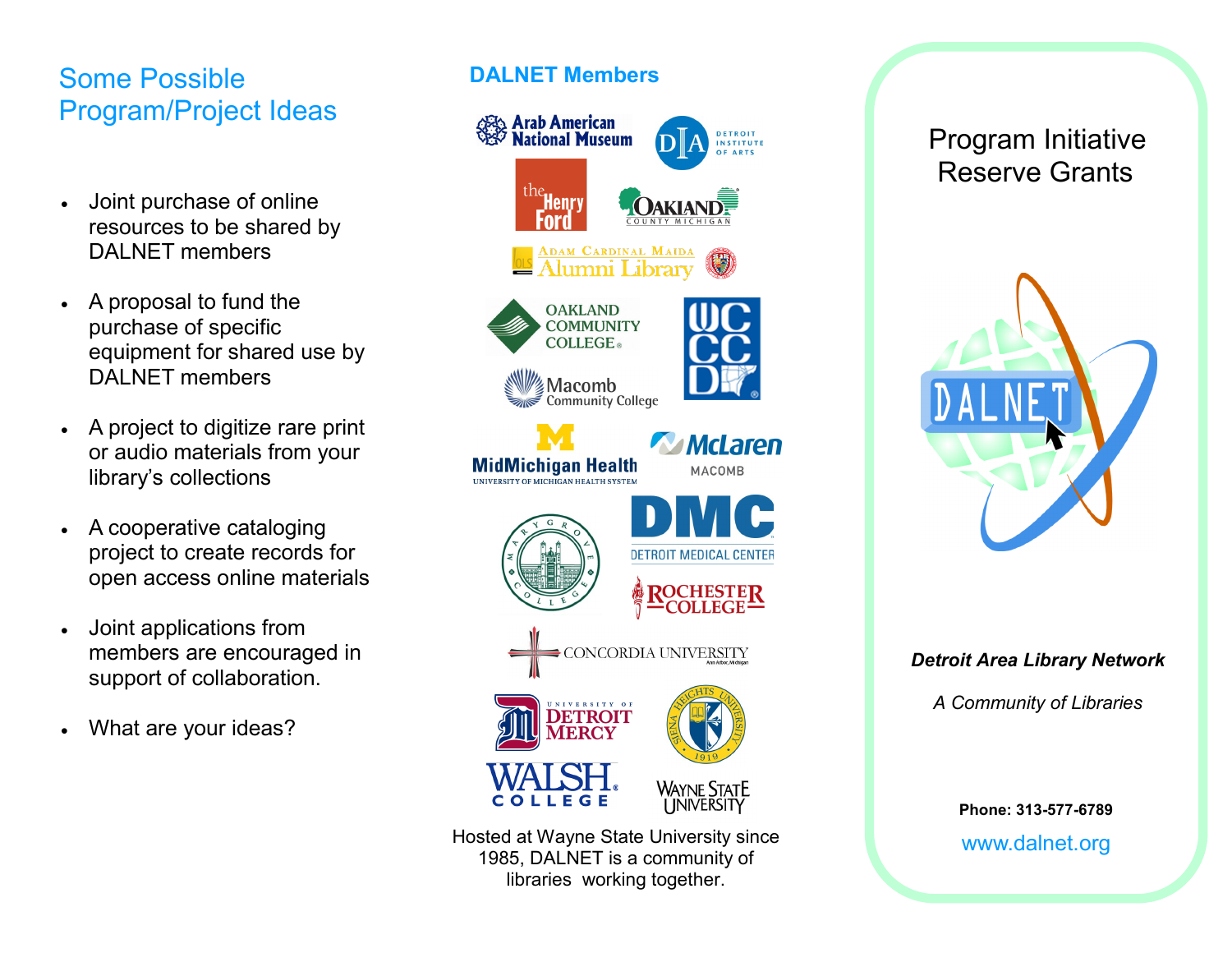## Some Possible Program/Project Ideas

- Joint purchase of online resources to be shared by DALNET members
- A proposal to fund the purchase of specific equipment for shared use by DALNET members
- A project to digitize rare print or audio materials from your library's collections
- A cooperative cataloging project to create records for open access online materials
- Joint applications from members are encouraged in support of collaboration.
- What are your ideas?

## DALNET Members

Arab American National Museum

Detroit Institute of Arts

The Henry Ford

Oakland County Michigan

Adam Cardinal Maida Alumni Library

Oakland Community College

WCCCD

Macomb Community College

MidMichigan Health — University of Michigan Health System

McLaren Macomb

DMC Detroit Medical Center

Marygrove College

Rochester College

Concordia University Ann Arbor, Michigan

University of Detroit Mercy

Siena Heights University 1919

Walsh College

Wayne State University

Hosted at Wayne State University since 1985, DALNET is a community of libraries working together.

# Program Initiative Reserve Grants

DALNET

***Detroit Area Library Network***

*A Community of Libraries*

**Phone: 313-577-6789**

www.dalnet.org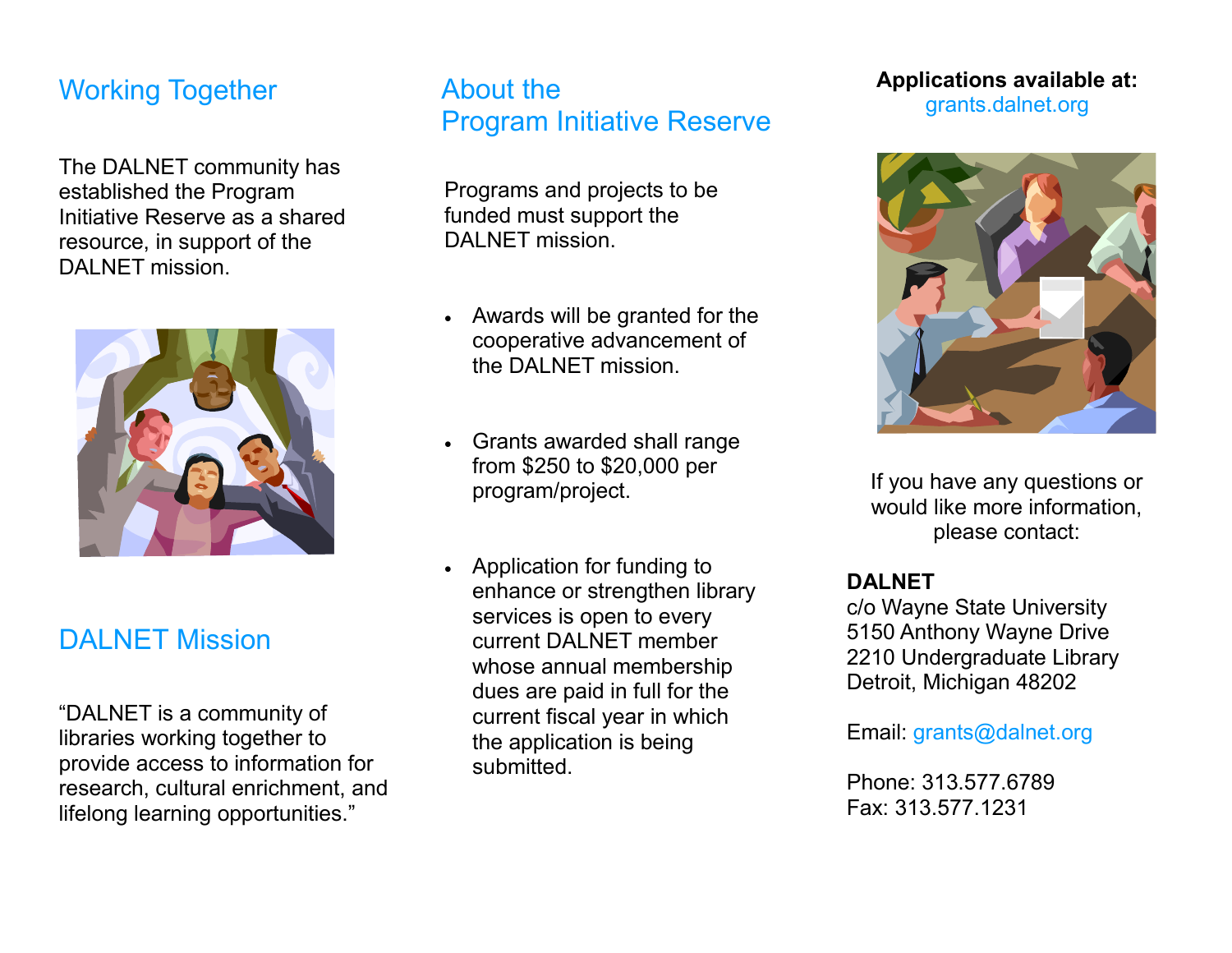## Working Together

The DALNET community has established the Program Initiative Reserve as a shared resource, in support of the DALNET mission.

## DALNET Mission

"DALNET is a community of libraries working together to provide access to information for research, cultural enrichment, and lifelong learning opportunities."

## About the Program Initiative Reserve

Programs and projects to be funded must support the DALNET mission.

- Awards will be granted for the cooperative advancement of the DALNET mission.
- Grants awarded shall range from $250 to $20,000 per program/project.
- Application for funding to enhance or strengthen library services is open to every current DALNET member whose annual membership dues are paid in full for the current fiscal year in which the application is being submitted.

**Applications available at:**
grants.dalnet.org

If you have any questions or would like more information, please contact:

**DALNET**
c/o Wayne State University
5150 Anthony Wayne Drive
2210 Undergraduate Library
Detroit, Michigan 48202

Email: grants@dalnet.org

Phone: 313.577.6789
Fax: 313.577.1231